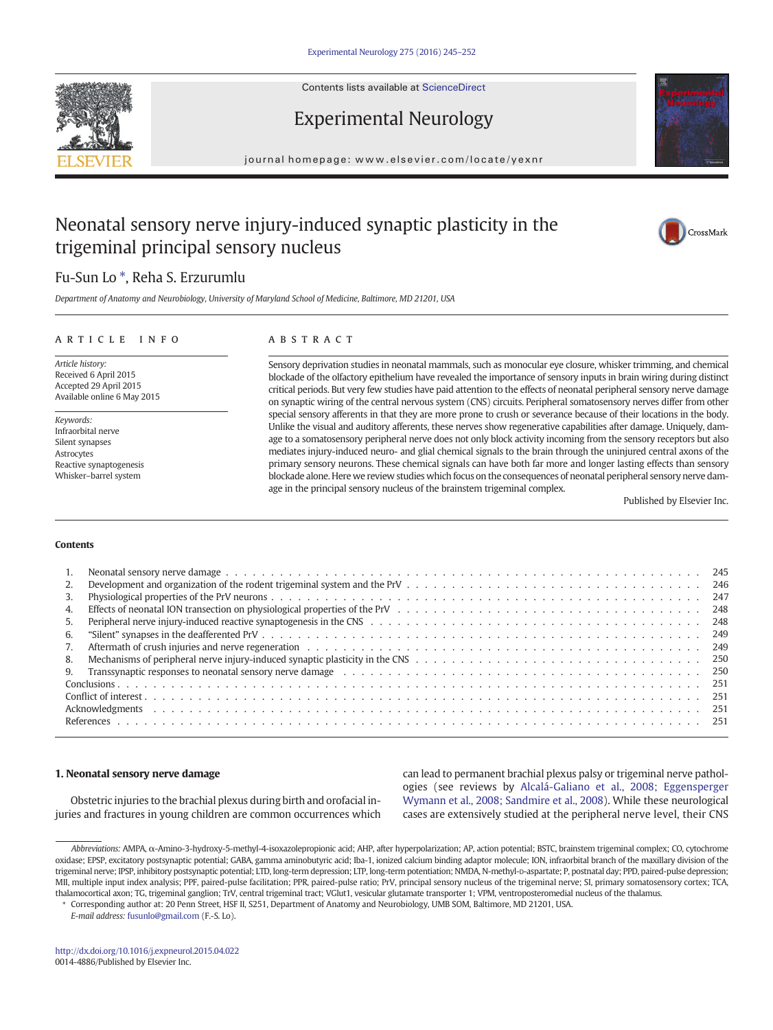# Neonatal sensory nerve injury-induced synaptic plasticity in the trigeminal principal sensory nucleus

Fu-Sun Lo *, Reha S. Erzurumlu

*Department of Anatomy and Neurobiology, University of Maryland School of Medicine, Baltimore, MD 21201, USA*

## ARTICLE INFO

*Article history:*
Received 6 April 2015
Accepted 29 April 2015
Available online 6 May 2015

*Keywords:*
Infraorbital nerve
Silent synapses
Astrocytes
Reactive synaptogenesis
Whisker–barrel system

## ABSTRACT

Sensory deprivation studies in neonatal mammals, such as monocular eye closure, whisker trimming, and chemical blockade of the olfactory epithelium have revealed the importance of sensory inputs in brain wiring during distinct critical periods. But very few studies have paid attention to the effects of neonatal peripheral sensory nerve damage on synaptic wiring of the central nervous system (CNS) circuits. Peripheral somatosensory nerves differ from other special sensory afferents in that they are more prone to crush or severance because of their locations in the body. Unlike the visual and auditory afferents, these nerves show regenerative capabilities after damage. Uniquely, damage to a somatosensory peripheral nerve does not only block activity incoming from the sensory receptors but also mediates injury-induced neuro- and glial chemical signals to the brain through the uninjured central axons of the primary sensory neurons. These chemical signals can have both far more and longer lasting effects than sensory blockade alone. Here we review studies which focus on the consequences of neonatal peripheral sensory nerve damage in the principal sensory nucleus of the brainstem trigeminal complex.

Published by Elsevier Inc.

## Contents

1. Neonatal sensory nerve damage . . . 245
2. Development and organization of the rodent trigeminal system and the PrV . . . 246
3. Physiological properties of the PrV neurons . . . 247
4. Effects of neonatal ION transection on physiological properties of the PrV . . . 248
5. Peripheral nerve injury-induced reactive synaptogenesis in the CNS . . . 248
6. “Silent” synapses in the deafferented PrV . . . 249
7. Aftermath of crush injuries and nerve regeneration . . . 249
8. Mechanisms of peripheral nerve injury-induced synaptic plasticity in the CNS . . . 250
9. Transsynaptic responses to neonatal sensory nerve damage . . . 250

Conclusions . . . 251
Conflict of interest . . . 251
Acknowledgments . . . 251
References . . . 251

## 1. Neonatal sensory nerve damage

Obstetric injuries to the brachial plexus during birth and orofacial injuries and fractures in young children are common occurrences which can lead to permanent brachial plexus palsy or trigeminal nerve pathologies (see reviews by Alcalá-Galiano et al., 2008; Eggensperger Wymann et al., 2008; Sandmire et al., 2008). While these neurological cases are extensively studied at the peripheral nerve level, their CNS

*Abbreviations:* AMPA, α-Amino-3-hydroxy-5-methyl-4-isoxazolepropionic acid; AHP, after hyperpolarization; AP, action potential; BSTC, brainstem trigeminal complex; CO, cytochrome oxidase; EPSP, excitatory postsynaptic potential; GABA, gamma aminobutyric acid; Iba-1, ionized calcium binding adaptor molecule; ION, infraorbital branch of the maxillary division of the trigeminal nerve; IPSP, inhibitory postsynaptic potential; LTD, long-term depression; LTP, long-term potentiation; NMDA, N-methyl-D-aspartate; P, postnatal day; PPD, paired-pulse depression; MII, multiple input index analysis; PPF, paired-pulse facilitation; PPR, paired-pulse ratio; PrV, principal sensory nucleus of the trigeminal nerve; SI, primary somatosensory cortex; TCA, thalamocortical axon; TG, trigeminal ganglion; TrV, central trigeminal tract; VGlut1, vesicular glutamate transporter 1; VPM, ventroposteromedial nucleus of the thalamus.

* Corresponding author at: 20 Penn Street, HSF II, S251, Department of Anatomy and Neurobiology, UMB SOM, Baltimore, MD 21201, USA.
*E-mail address:* fusunlo@gmail.com (F.-S. Lo).

http://dx.doi.org/10.1016/j.expneurol.2015.04.022
0014-4886/Published by Elsevier Inc.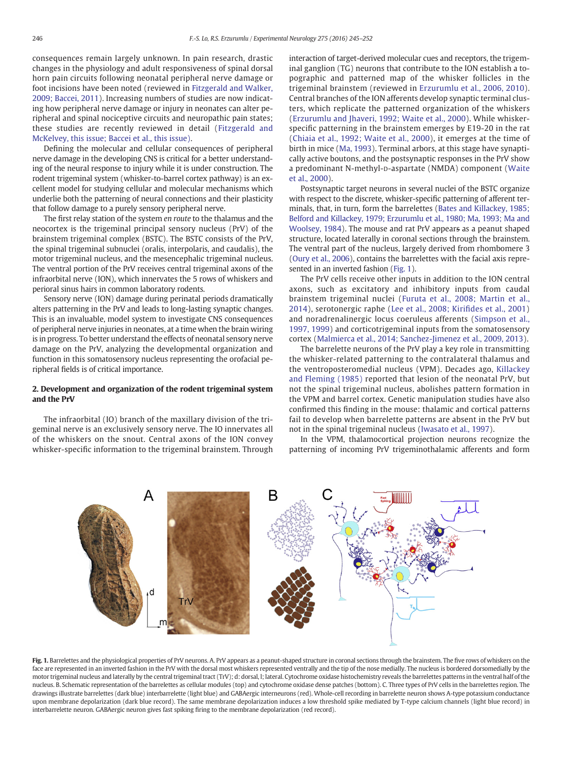consequences remain largely unknown. In pain research, drastic changes in the physiology and adult responsiveness of spinal dorsal horn pain circuits following neonatal peripheral nerve damage or foot incisions have been noted (reviewed in Fitzgerald and Walker, 2009; Baccei, 2011). Increasing numbers of studies are now indicating how peripheral nerve damage or injury in neonates can alter peripheral and spinal nociceptive circuits and neuropathic pain states; these studies are recently reviewed in detail (Fitzgerald and McKelvey, this issue; Baccei et al., this issue).

Defining the molecular and cellular consequences of peripheral nerve damage in the developing CNS is critical for a better understanding of the neural response to injury while it is under construction. The rodent trigeminal system (whisker-to-barrel cortex pathway) is an excellent model for studying cellular and molecular mechanisms which underlie both the patterning of neural connections and their plasticity that follow damage to a purely sensory peripheral nerve.

The first relay station of the system *en route* to the thalamus and the neocortex is the trigeminal principal sensory nucleus (PrV) of the brainstem trigeminal complex (BSTC). The BSTC consists of the PrV, the spinal trigeminal subnuclei (oralis, interpolaris, and caudalis), the motor trigeminal nucleus, and the mesencephalic trigeminal nucleus. The ventral portion of the PrV receives central trigeminal axons of the infraorbital nerve (ION), which innervates the 5 rows of whiskers and perioral sinus hairs in common laboratory rodents.

Sensory nerve (ION) damage during perinatal periods dramatically alters patterning in the PrV and leads to long-lasting synaptic changes. This is an invaluable, model system to investigate CNS consequences of peripheral nerve injuries in neonates, at a time when the brain wiring is in progress. To better understand the effects of neonatal sensory nerve damage on the PrV, analyzing the developmental organization and function in this somatosensory nucleus representing the orofacial peripheral fields is of critical importance.

## 2. Development and organization of the rodent trigeminal system and the PrV

The infraorbital (IO) branch of the maxillary division of the trigeminal nerve is an exclusively sensory nerve. The IO innervates all of the whiskers on the snout. Central axons of the ION convey whisker-specific information to the trigeminal brainstem. Through interaction of target-derived molecular cues and receptors, the trigeminal ganglion (TG) neurons that contribute to the ION establish a topographic and patterned map of the whisker follicles in the trigeminal brainstem (reviewed in Erzurumlu et al., 2006, 2010). Central branches of the ION afferents develop synaptic terminal clusters, which replicate the patterned organization of the whiskers (Erzurumlu and Jhaveri, 1992; Waite et al., 2000). While whisker-specific patterning in the brainstem emerges by E19-20 in the rat (Chiaia et al., 1992; Waite et al., 2000), it emerges at the time of birth in mice (Ma, 1993). Terminal arbors, at this stage have synaptically active boutons, and the postsynaptic responses in the PrV show a predominant N-methyl-D-aspartate (NMDA) component (Waite et al., 2000).

Postsynaptic target neurons in several nuclei of the BSTC organize with respect to the discrete, whisker-specific patterning of afferent terminals, that, in turn, form the barrelettes (Bates and Killackey, 1985; Belford and Killackey, 1979; Erzurumlu et al., 1980; Ma, 1993; Ma and Woolsey, 1984). The mouse and rat PrV appears as a peanut shaped structure, located laterally in coronal sections through the brainstem. The ventral part of the nucleus, largely derived from rhombomere 3 (Oury et al., 2006), contains the barrelettes with the facial axis represented in an inverted fashion (Fig. 1).

The PrV cells receive other inputs in addition to the ION central axons, such as excitatory and inhibitory inputs from caudal brainstem trigeminal nuclei (Furuta et al., 2008; Martin et al., 2014), serotonergic raphe (Lee et al., 2008; Kirifides et al., 2001) and noradrenalinergic locus coeruleus afferents (Simpson et al., 1997, 1999) and corticotrigeminal inputs from the somatosensory cortex (Malmierca et al., 2014; Sanchez-Jimenez et al., 2009, 2013).

The barrelette neurons of the PrV play a key role in transmitting the whisker-related patterning to the contralateral thalamus and the ventroposteromedial nucleus (VPM). Decades ago, Killackey and Fleming (1985) reported that lesion of the neonatal PrV, but not the spinal trigeminal nucleus, abolishes pattern formation in the VPM and barrel cortex. Genetic manipulation studies have also confirmed this finding in the mouse: thalamic and cortical patterns fail to develop when barrelette patterns are absent in the PrV but not in the spinal trigeminal nucleus (Iwasato et al., 1997).

In the VPM, thalamocortical projection neurons recognize the patterning of incoming PrV trigeminothalamic afferents and form

**Fig. 1.** Barrelettes and the physiological properties of PrV neurons. A. PrV appears as a peanut-shaped structure in coronal sections through the brainstem. The five rows of whiskers on the face are represented in an inverted fashion in the PrV with the dorsal most whiskers represented ventrally and the tip of the nose medially. The nucleus is bordered dorsomedially by the motor trigeminal nucleus and laterally by the central trigeminal tract (TrV); d: dorsal, l; lateral. Cytochrome oxidase histochemistry reveals the barrelettes patterns in the ventral half of the nucleus. B. Schematic representation of the barrelettes as cellular modules (top) and cytochrome oxidase dense patches (bottom). C. Three types of PrV cells in the barrelettes region. The drawings illustrate barrelettes (dark blue) interbarrelette (light blue) and GABAergic interneurons (red). Whole-cell recording in barrelette neuron shows A-type potassium conductance upon membrane depolarization (dark blue record). The same membrane depolarization induces a low threshold spike mediated by T-type calcium channels (light blue record) in interbarrelette neuron. GABAergic neuron gives fast spiking firing to the membrane depolarization (red record).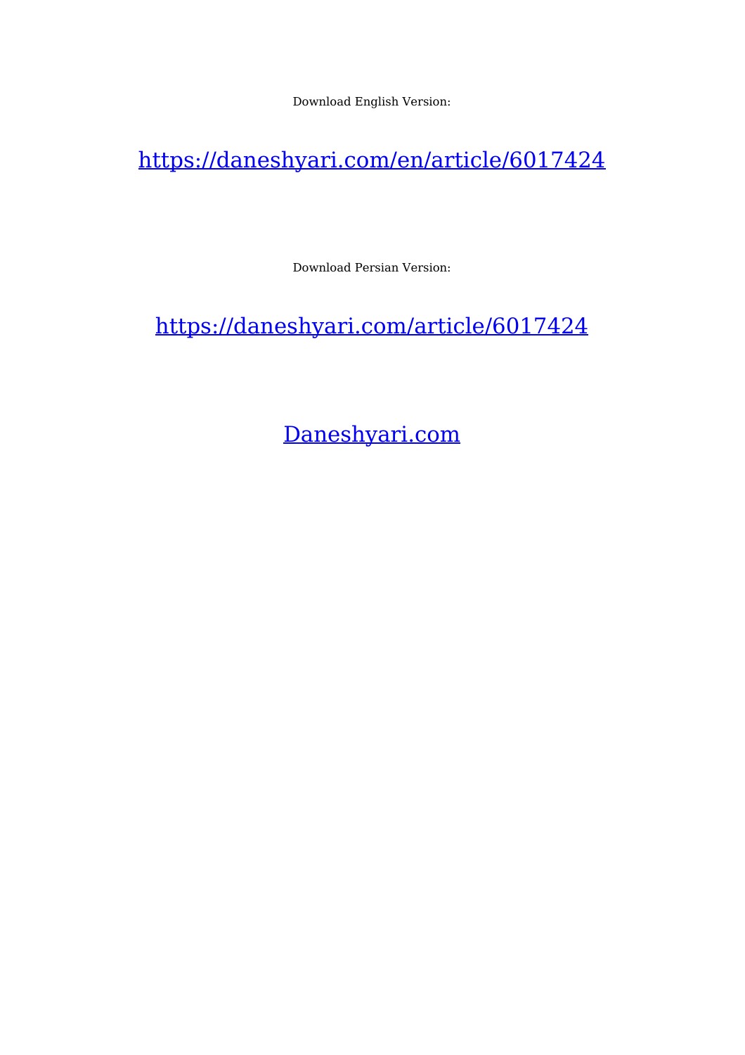Download English Version:

https://daneshyari.com/en/article/6017424

Download Persian Version:

https://daneshyari.com/article/6017424

Daneshyari.com